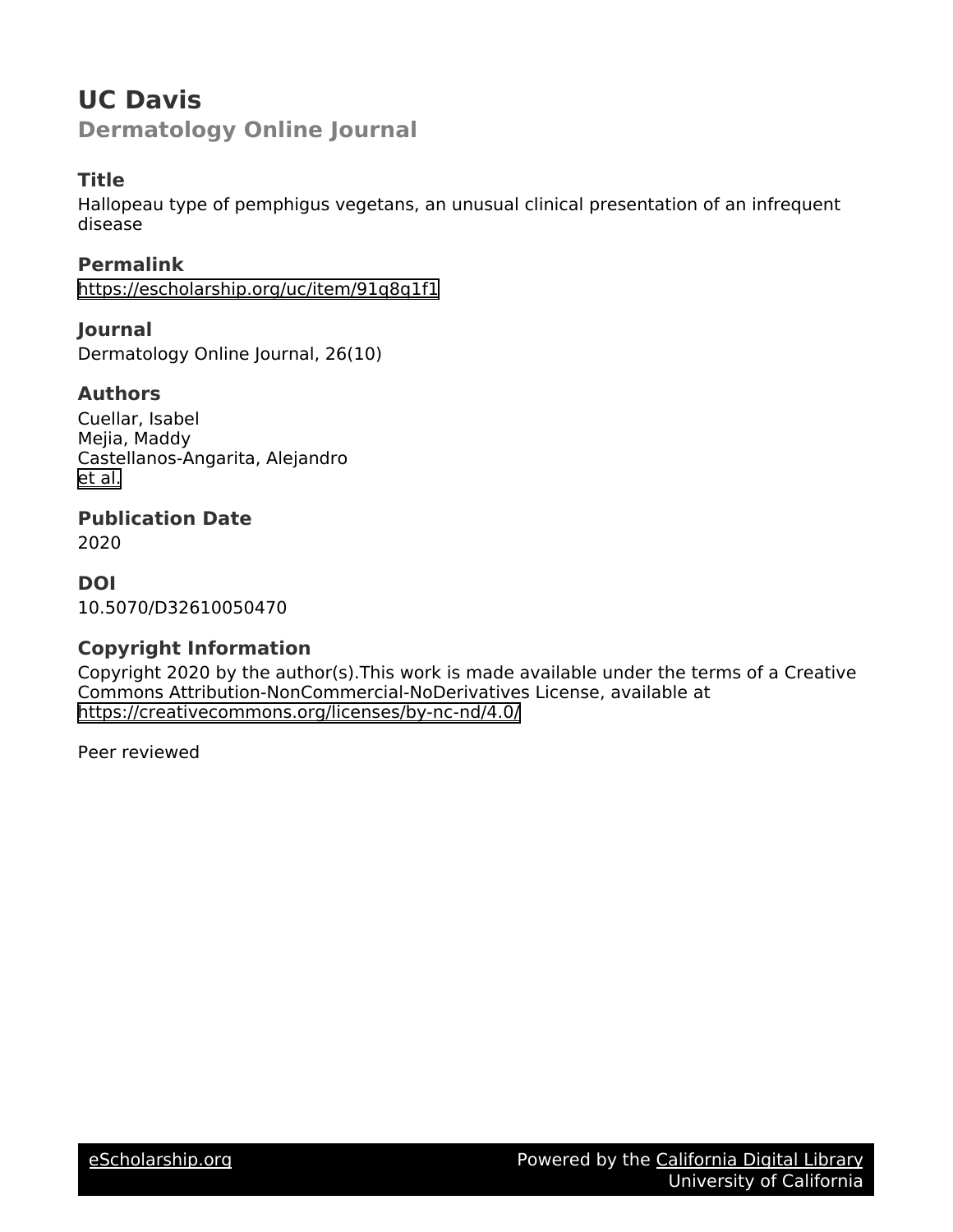# UC Davis

## Dermatology Online Journal

### Title

Hallopeau type of pemphigus vegetans, an unusual clinical presentation of an infrequent disease

### Permalink

https://escholarship.org/uc/item/91q8q1f1

### Journal

Dermatology Online Journal, 26(10)

### Authors

Cuellar, Isabel
Mejia, Maddy
Castellanos-Angarita, Alejandro
et al.

### Publication Date

2020

### DOI

10.5070/D32610050470

### Copyright Information

Copyright 2020 by the author(s).This work is made available under the terms of a Creative Commons Attribution-NonCommercial-NoDerivatives License, available at https://creativecommons.org/licenses/by-nc-nd/4.0/

Peer reviewed

eScholarship.org | Powered by the California Digital Library, University of California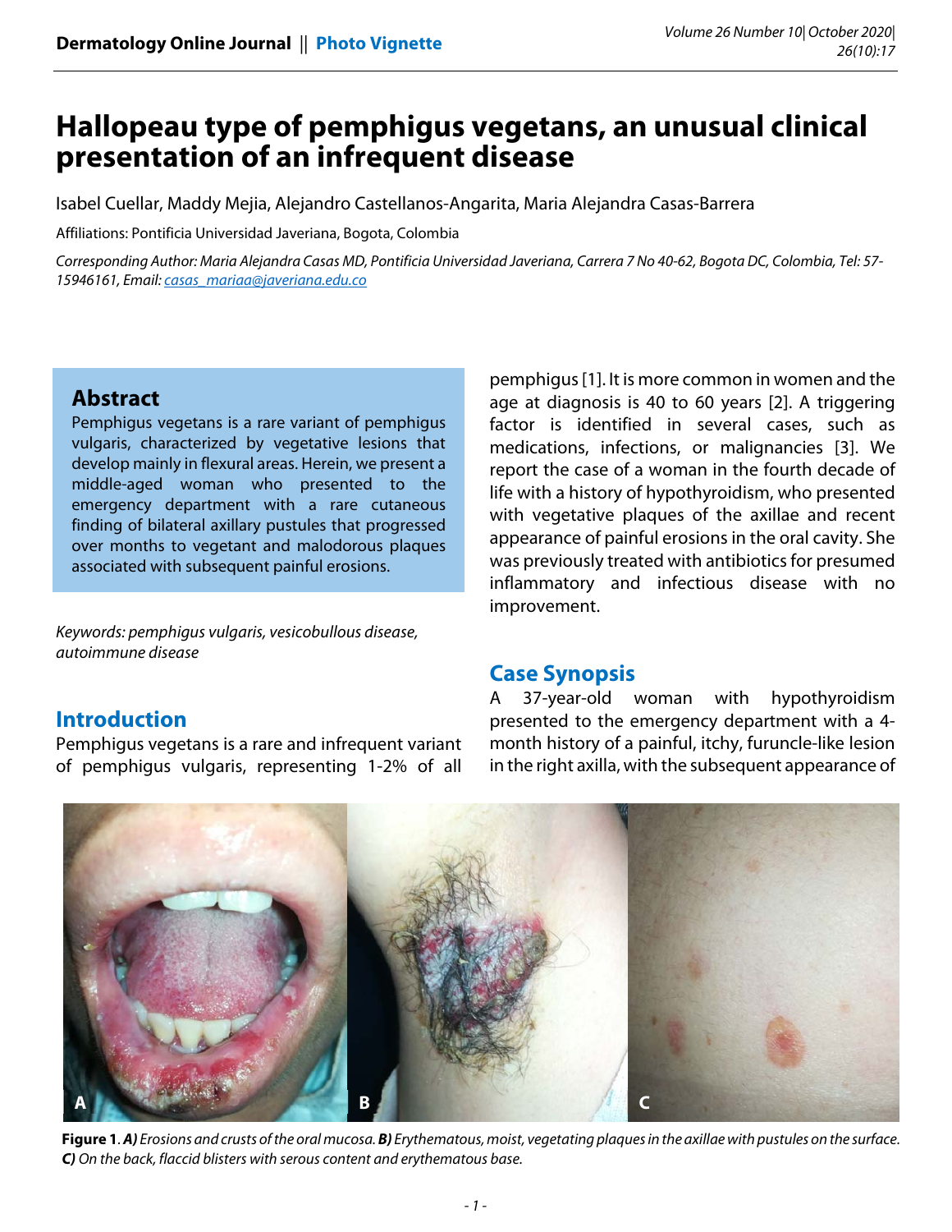# Hallopeau type of pemphigus vegetans, an unusual clinical presentation of an infrequent disease

Isabel Cuellar, Maddy Mejia, Alejandro Castellanos-Angarita, Maria Alejandra Casas-Barrera

Affiliations: Pontificia Universidad Javeriana, Bogota, Colombia

*Corresponding Author: Maria Alejandra Casas MD, Pontificia Universidad Javeriana, Carrera 7 No 40-62, Bogota DC, Colombia, Tel: 57-15946161, Email: casas_mariaa@javeriana.edu.co*

## Abstract

Pemphigus vegetans is a rare variant of pemphigus vulgaris, characterized by vegetative lesions that develop mainly in flexural areas. Herein, we present a middle-aged woman who presented to the emergency department with a rare cutaneous finding of bilateral axillary pustules that progressed over months to vegetant and malodorous plaques associated with subsequent painful erosions.

*Keywords: pemphigus vulgaris, vesicobullous disease, autoimmune disease*

## Introduction

Pemphigus vegetans is a rare and infrequent variant of pemphigus vulgaris, representing 1-2% of all pemphigus [1]. It is more common in women and the age at diagnosis is 40 to 60 years [2]. A triggering factor is identified in several cases, such as medications, infections, or malignancies [3]. We report the case of a woman in the fourth decade of life with a history of hypothyroidism, who presented with vegetative plaques of the axillae and recent appearance of painful erosions in the oral cavity. She was previously treated with antibiotics for presumed inflammatory and infectious disease with no improvement.

## Case Synopsis

A 37-year-old woman with hypothyroidism presented to the emergency department with a 4-month history of a painful, itchy, furuncle-like lesion in the right axilla, with the subsequent appearance of

**Figure 1**. ***A)*** *Erosions and crusts of the oral mucosa.* ***B)*** *Erythematous, moist, vegetating plaques in the axillae with pustules on the surface.* ***C)*** *On the back, flaccid blisters with serous content and erythematous base.*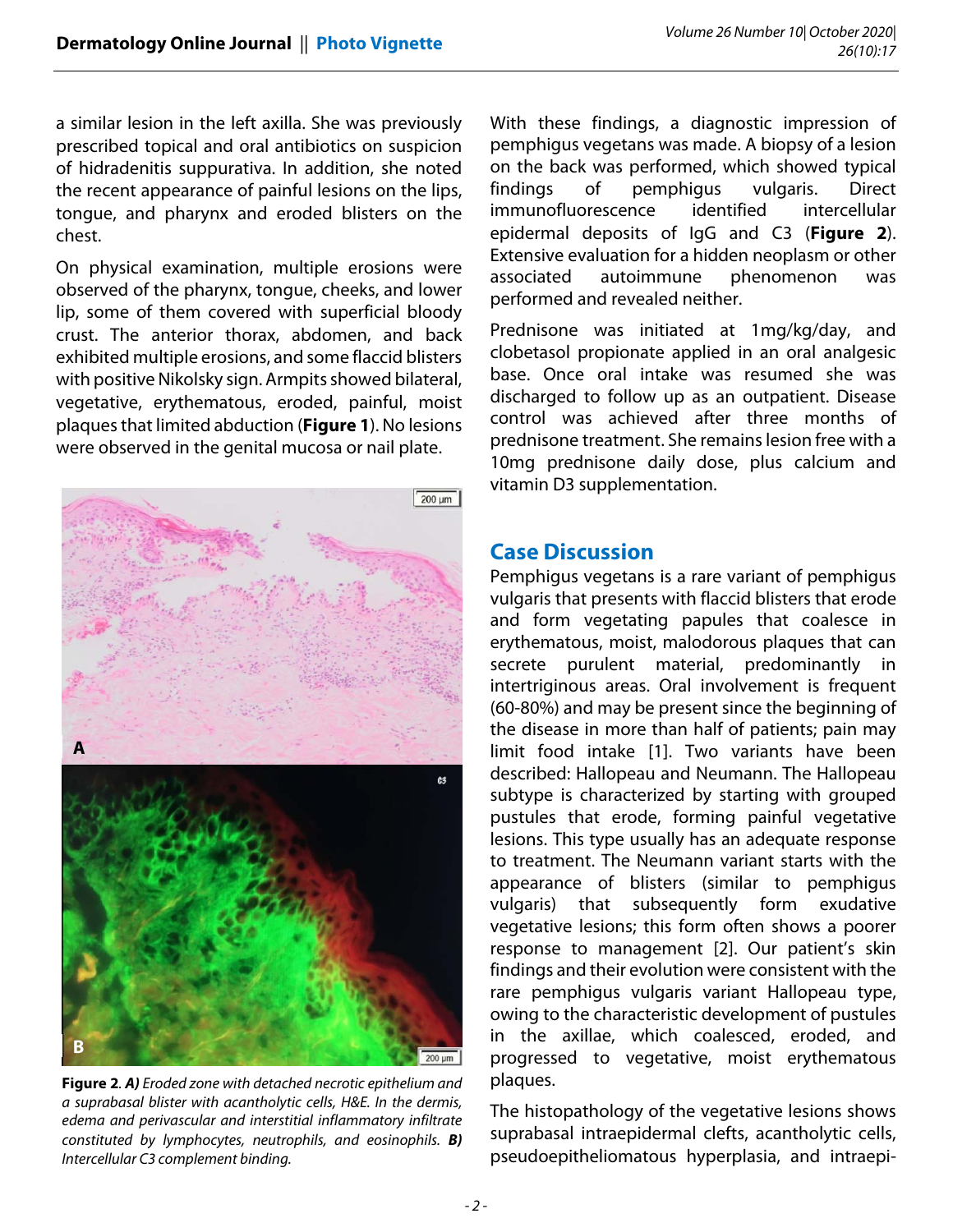a similar lesion in the left axilla. She was previously prescribed topical and oral antibiotics on suspicion of hidradenitis suppurativa. In addition, she noted the recent appearance of painful lesions on the lips, tongue, and pharynx and eroded blisters on the chest.

On physical examination, multiple erosions were observed of the pharynx, tongue, cheeks, and lower lip, some of them covered with superficial bloody crust. The anterior thorax, abdomen, and back exhibited multiple erosions, and some flaccid blisters with positive Nikolsky sign. Armpits showed bilateral, vegetative, erythematous, eroded, painful, moist plaques that limited abduction (**Figure 1**). No lesions were observed in the genital mucosa or nail plate.

**Figure 2**. ***A)*** *Eroded zone with detached necrotic epithelium and a suprabasal blister with acantholytic cells, H&E. In the dermis, edema and perivascular and interstitial inflammatory infiltrate constituted by lymphocytes, neutrophils, and eosinophils.* ***B)*** *Intercellular C3 complement binding.*

With these findings, a diagnostic impression of pemphigus vegetans was made. A biopsy of a lesion on the back was performed, which showed typical findings of pemphigus vulgaris. Direct immunofluorescence identified intercellular epidermal deposits of IgG and C3 (**Figure 2**). Extensive evaluation for a hidden neoplasm or other associated autoimmune phenomenon was performed and revealed neither.

Prednisone was initiated at 1mg/kg/day, and clobetasol propionate applied in an oral analgesic base. Once oral intake was resumed she was discharged to follow up as an outpatient. Disease control was achieved after three months of prednisone treatment. She remains lesion free with a 10mg prednisone daily dose, plus calcium and vitamin D3 supplementation.

## Case Discussion

Pemphigus vegetans is a rare variant of pemphigus vulgaris that presents with flaccid blisters that erode and form vegetating papules that coalesce in erythematous, moist, malodorous plaques that can secrete purulent material, predominantly in intertriginous areas. Oral involvement is frequent (60-80%) and may be present since the beginning of the disease in more than half of patients; pain may limit food intake [1]. Two variants have been described: Hallopeau and Neumann. The Hallopeau subtype is characterized by starting with grouped pustules that erode, forming painful vegetative lesions. This type usually has an adequate response to treatment. The Neumann variant starts with the appearance of blisters (similar to pemphigus vulgaris) that subsequently form exudative vegetative lesions; this form often shows a poorer response to management [2]. Our patient's skin findings and their evolution were consistent with the rare pemphigus vulgaris variant Hallopeau type, owing to the characteristic development of pustules in the axillae, which coalesced, eroded, and progressed to vegetative, moist erythematous plaques.

The histopathology of the vegetative lesions shows suprabasal intraepidermal clefts, acantholytic cells, pseudoepitheliomatous hyperplasia, and intraepi-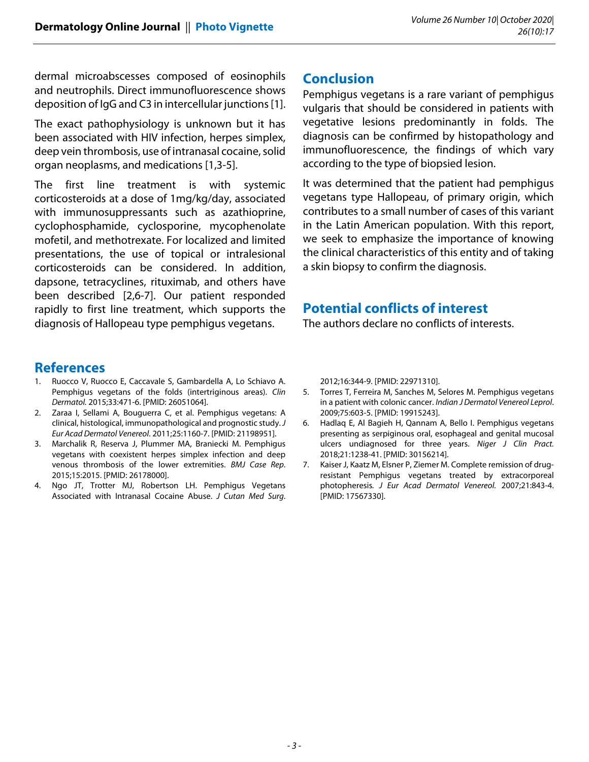dermal microabscesses composed of eosinophils and neutrophils. Direct immunofluorescence shows deposition of IgG and C3 in intercellular junctions [1].

The exact pathophysiology is unknown but it has been associated with HIV infection, herpes simplex, deep vein thrombosis, use of intranasal cocaine, solid organ neoplasms, and medications [1,3-5].

The first line treatment is with systemic corticosteroids at a dose of 1mg/kg/day, associated with immunosuppressants such as azathioprine, cyclophosphamide, cyclosporine, mycophenolate mofetil, and methotrexate. For localized and limited presentations, the use of topical or intralesional corticosteroids can be considered. In addition, dapsone, tetracyclines, rituximab, and others have been described [2,6-7]. Our patient responded rapidly to first line treatment, which supports the diagnosis of Hallopeau type pemphigus vegetans.

## Conclusion

Pemphigus vegetans is a rare variant of pemphigus vulgaris that should be considered in patients with vegetative lesions predominantly in folds. The diagnosis can be confirmed by histopathology and immunofluorescence, the findings of which vary according to the type of biopsied lesion.

It was determined that the patient had pemphigus vegetans type Hallopeau, of primary origin, which contributes to a small number of cases of this variant in the Latin American population. With this report, we seek to emphasize the importance of knowing the clinical characteristics of this entity and of taking a skin biopsy to confirm the diagnosis.

## Potential conflicts of interest

The authors declare no conflicts of interests.

## References

1. Ruocco V, Ruocco E, Caccavale S, Gambardella A, Lo Schiavo A. Pemphigus vegetans of the folds (intertriginous areas). *Clin Dermatol.* 2015;33:471-6. [PMID: 26051064].
2. Zaraa I, Sellami A, Bouguerra C, et al. Pemphigus vegetans: A clinical, histological, immunopathological and prognostic study. *J Eur Acad Dermatol Venereol*. 2011;25:1160-7. [PMID: 21198951].
3. Marchalik R, Reserva J, Plummer MA, Braniecki M. Pemphigus vegetans with coexistent herpes simplex infection and deep venous thrombosis of the lower extremities. *BMJ Case Rep*. 2015;15:2015. [PMID: 26178000].
4. Ngo JT, Trotter MJ, Robertson LH. Pemphigus Vegetans Associated with Intranasal Cocaine Abuse. *J Cutan Med Surg*. 2012;16:344-9. [PMID: 22971310].
5. Torres T, Ferreira M, Sanches M, Selores M. Pemphigus vegetans in a patient with colonic cancer. *Indian J Dermatol Venereol Leprol*. 2009;75:603-5. [PMID: 19915243].
6. Hadlaq E, Al Bagieh H, Qannam A, Bello I. Pemphigus vegetans presenting as serpiginous oral, esophageal and genital mucosal ulcers undiagnosed for three years. *Niger J Clin Pract.* 2018;21:1238-41. [PMID: 30156214].
7. Kaiser J, Kaatz M, Elsner P, Ziemer M. Complete remission of drug-resistant Pemphigus vegetans treated by extracorporeal photopheresis. *J Eur Acad Dermatol Venereol.* 2007;21:843-4. [PMID: 17567330].